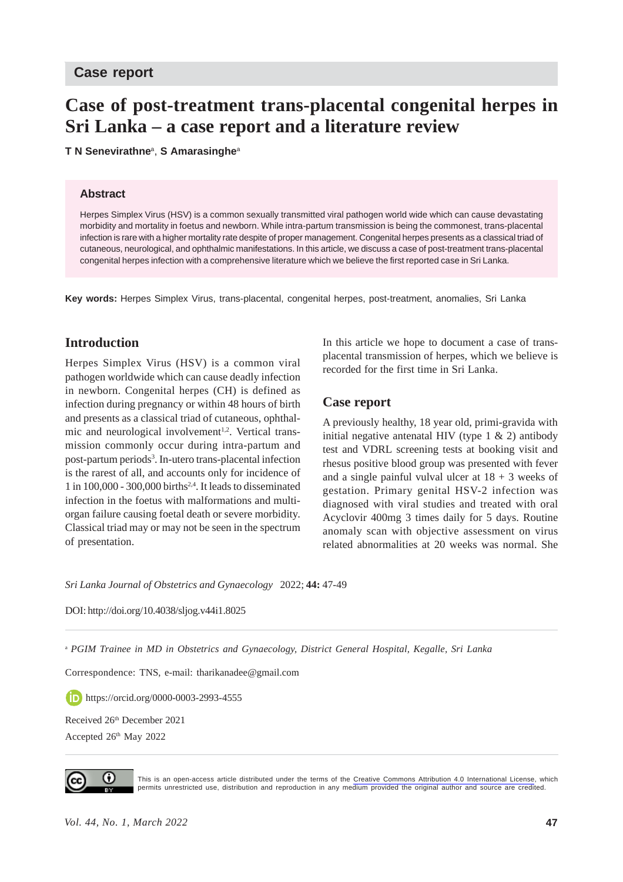Case report

# Case of post-treatment trans-placental congenital herpes in Sri Lanka – a case report and a literature review

**T N Senevirathne**[a], **S Amarasinghe**[a]

### Abstract

Herpes Simplex Virus (HSV) is a common sexually transmitted viral pathogen world wide which can cause devastating morbidity and mortality in foetus and newborn. While intra-partum transmission is being the commonest, trans-placental infection is rare with a higher mortality rate despite of proper management. Congenital herpes presents as a classical triad of cutaneous, neurological, and ophthalmic manifestations. In this article, we discuss a case of post-treatment trans-placental congenital herpes infection with a comprehensive literature which we believe the first reported case in Sri Lanka.

**Key words:** Herpes Simplex Virus, trans-placental, congenital herpes, post-treatment, anomalies, Sri Lanka

## Introduction

Herpes Simplex Virus (HSV) is a common viral pathogen worldwide which can cause deadly infection in newborn. Congenital herpes (CH) is defined as infection during pregnancy or within 48 hours of birth and presents as a classical triad of cutaneous, ophthalmic and neurological involvement[1,2]. Vertical transmission commonly occur during intra-partum and post-partum periods[3]. In-utero trans-placental infection is the rarest of all, and accounts only for incidence of 1 in 100,000 - 300,000 births[2,4]. It leads to disseminated infection in the foetus with malformations and multi-organ failure causing foetal death or severe morbidity. Classical triad may or may not be seen in the spectrum of presentation.

In this article we hope to document a case of trans-placental transmission of herpes, which we believe is recorded for the first time in Sri Lanka.

## Case report

A previously healthy, 18 year old, primi-gravida with initial negative antenatal HIV (type 1 & 2) antibody test and VDRL screening tests at booking visit and rhesus positive blood group was presented with fever and a single painful vulval ulcer at 18 + 3 weeks of gestation. Primary genital HSV-2 infection was diagnosed with viral studies and treated with oral Acyclovir 400mg 3 times daily for 5 days. Routine anomaly scan with objective assessment on virus related abnormalities at 20 weeks was normal. She

*Sri Lanka Journal of Obstetrics and Gynaecology* 2022; **44:** 47-49

DOI: http://doi.org/10.4038/sljog.v44i1.8025

[a] *PGIM Trainee in MD in Obstetrics and Gynaecology, District General Hospital, Kegalle, Sri Lanka*

Correspondence: TNS, e-mail: tharikanadee@gmail.com

https://orcid.org/0000-0003-2993-4555

Received 26th December 2021

Accepted 26th May 2022

This is an open-access article distributed under the terms of the Creative Commons Attribution 4.0 International License, which permits unrestricted use, distribution and reproduction in any medium provided the original author and source are credited.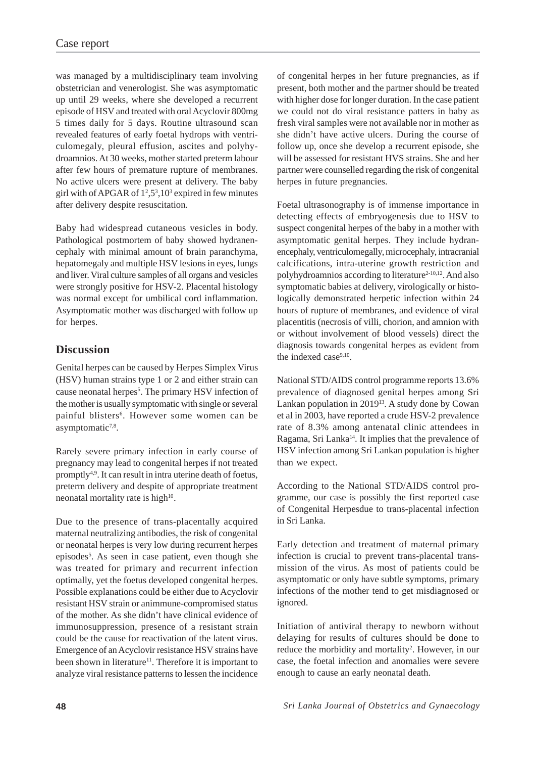was managed by a multidisciplinary team involving obstetrician and venerologist. She was asymptomatic up until 29 weeks, where she developed a recurrent episode of HSV and treated with oral Acyclovir 800mg 5 times daily for 5 days. Routine ultrasound scan revealed features of early foetal hydrops with ventriculomegaly, pleural effusion, ascites and polyhydroamnios. At 30 weeks, mother started preterm labour after few hours of premature rupture of membranes. No active ulcers were present at delivery. The baby girl with of APGAR of $1^2,5^3,10^3$ expired in few minutes after delivery despite resuscitation.

Baby had widespread cutaneous vesicles in body. Pathological postmortem of baby showed hydranencephaly with minimal amount of brain paranchyma, hepatomegaly and multiple HSV lesions in eyes, lungs and liver. Viral culture samples of all organs and vesicles were strongly positive for HSV-2. Placental histology was normal except for umbilical cord inflammation. Asymptomatic mother was discharged with follow up for herpes.

## Discussion

Genital herpes can be caused by Herpes Simplex Virus (HSV) human strains type 1 or 2 and either strain can cause neonatal herpes[5]. The primary HSV infection of the mother is usually symptomatic with single or several painful blisters[6]. However some women can be asymptomatic[7,8].

Rarely severe primary infection in early course of pregnancy may lead to congenital herpes if not treated promptly[4,9]. It can result in intra uterine death of foetus, preterm delivery and despite of appropriate treatment neonatal mortality rate is high[10].

Due to the presence of trans-placentally acquired maternal neutralizing antibodies, the risk of congenital or neonatal herpes is very low during recurrent herpes episodes[5]. As seen in case patient, even though she was treated for primary and recurrent infection optimally, yet the foetus developed congenital herpes. Possible explanations could be either due to Acyclovir resistant HSV strain or animmune-compromised status of the mother. As she didn't have clinical evidence of immunosuppression, presence of a resistant strain could be the cause for reactivation of the latent virus. Emergence of an Acyclovir resistance HSV strains have been shown in literature[11]. Therefore it is important to analyze viral resistance patterns to lessen the incidence of congenital herpes in her future pregnancies, as if present, both mother and the partner should be treated with higher dose for longer duration. In the case patient we could not do viral resistance patters in baby as fresh viral samples were not available nor in mother as she didn't have active ulcers. During the course of follow up, once she develop a recurrent episode, she will be assessed for resistant HVS strains. She and her partner were counselled regarding the risk of congenital herpes in future pregnancies.

Foetal ultrasonography is of immense importance in detecting effects of embryogenesis due to HSV to suspect congenital herpes of the baby in a mother with asymptomatic genital herpes. They include hydranencephaly, ventriculomegally, microcephaly, intracranial calcifications, intra-uterine growth restriction and polyhydroamnios according to literature[2-10,12]. And also symptomatic babies at delivery, virologically or histologically demonstrated herpetic infection within 24 hours of rupture of membranes, and evidence of viral placentitis (necrosis of villi, chorion, and amnion with or without involvement of blood vessels) direct the diagnosis towards congenital herpes as evident from the indexed case[9,10].

National STD/AIDS control programme reports 13.6% prevalence of diagnosed genital herpes among Sri Lankan population in 2019[13]. A study done by Cowan et al in 2003, have reported a crude HSV-2 prevalence rate of 8.3% among antenatal clinic attendees in Ragama, Sri Lanka[14]. It implies that the prevalence of HSV infection among Sri Lankan population is higher than we expect.

According to the National STD/AIDS control programme, our case is possibly the first reported case of Congenital Herpesdue to trans-placental infection in Sri Lanka.

Early detection and treatment of maternal primary infection is crucial to prevent trans-placental transmission of the virus. As most of patients could be asymptomatic or only have subtle symptoms, primary infections of the mother tend to get misdiagnosed or ignored.

Initiation of antiviral therapy to newborn without delaying for results of cultures should be done to reduce the morbidity and mortality[2]. However, in our case, the foetal infection and anomalies were severe enough to cause an early neonatal death.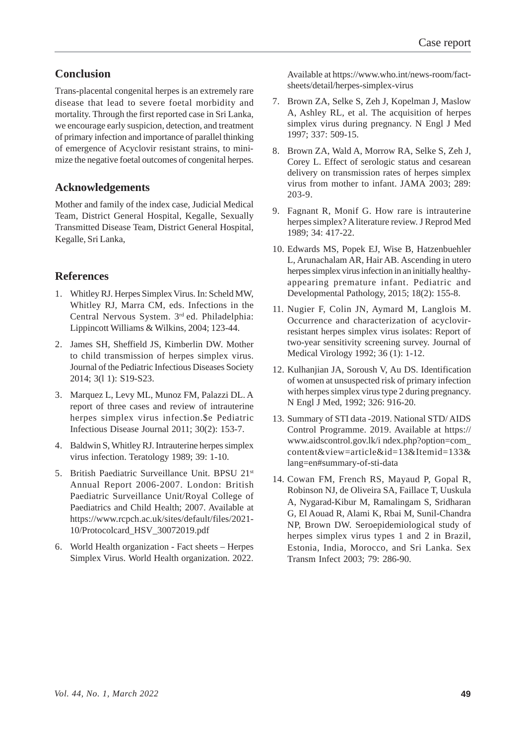## Conclusion

Trans-placental congenital herpes is an extremely rare disease that lead to severe foetal morbidity and mortality. Through the first reported case in Sri Lanka, we encourage early suspicion, detection, and treatment of primary infection and importance of parallel thinking of emergence of Acyclovir resistant strains, to minimize the negative foetal outcomes of congenital herpes.

## Acknowledgements

Mother and family of the index case, Judicial Medical Team, District General Hospital, Kegalle, Sexually Transmitted Disease Team, District General Hospital, Kegalle, Sri Lanka,

## References

1. Whitley RJ. Herpes Simplex Virus. In: Scheld MW, Whitley RJ, Marra CM, eds. Infections in the Central Nervous System. 3rd ed. Philadelphia: Lippincott Williams & Wilkins, 2004; 123-44.
2. James SH, Sheffield JS, Kimberlin DW. Mother to child transmission of herpes simplex virus. Journal of the Pediatric Infectious Diseases Society 2014; 3(l 1): S19-S23.
3. Marquez L, Levy ML, Munoz FM, Palazzi DL. A report of three cases and review of intrauterine herpes simplex virus infection.$e Pediatric Infectious Disease Journal 2011; 30(2): 153-7.
4. Baldwin S, Whitley RJ. Intrauterine herpes simplex virus infection. Teratology 1989; 39: 1-10.
5. British Paediatric Surveillance Unit. BPSU 21st Annual Report 2006-2007. London: British Paediatric Surveillance Unit/Royal College of Paediatrics and Child Health; 2007. Available at https://www.rcpch.ac.uk/sites/default/files/2021-10/Protocolcard_HSV_30072019.pdf
6. World Health organization - Fact sheets – Herpes Simplex Virus. World Health organization. 2022. Available at https://www.who.int/news-room/fact-sheets/detail/herpes-simplex-virus
7. Brown ZA, Selke S, Zeh J, Kopelman J, Maslow A, Ashley RL, et al. The acquisition of herpes simplex virus during pregnancy. N Engl J Med 1997; 337: 509-15.
8. Brown ZA, Wald A, Morrow RA, Selke S, Zeh J, Corey L. Effect of serologic status and cesarean delivery on transmission rates of herpes simplex virus from mother to infant. JAMA 2003; 289: 203-9.
9. Fagnant R, Monif G. How rare is intrauterine herpes simplex? A literature review. J Reprod Med 1989; 34: 417-22.
10. Edwards MS, Popek EJ, Wise B, Hatzenbuehler L, Arunachalam AR, Hair AB. Ascending in utero herpes simplex virus infection in an initially healthy-appearing premature infant. Pediatric and Developmental Pathology, 2015; 18(2): 155-8.
11. Nugier F, Colin JN, Aymard M, Langlois M. Occurrence and characterization of acyclovir-resistant herpes simplex virus isolates: Report of two-year sensitivity screening survey. Journal of Medical Virology 1992; 36 (1): 1-12.
12. Kulhanjian JA, Soroush V, Au DS. Identification of women at unsuspected risk of primary infection with herpes simplex virus type 2 during pregnancy. N Engl J Med, 1992; 326: 916-20.
13. Summary of STI data -2019. National STD/ AIDS Control Programme. 2019. Available at https://www.aidscontrol.gov.lk/i ndex.php?option=com_content&view=article&id=13&Itemid=133&lang=en#summary-of-sti-data
14. Cowan FM, French RS, Mayaud P, Gopal R, Robinson NJ, de Oliveira SA, Faillace T, Uuskula A, Nygarad-Kibur M, Ramalingam S, Sridharan G, El Aouad R, Alami K, Rbai M, Sunil-Chandra NP, Brown DW. Seroepidemiological study of herpes simplex virus types 1 and 2 in Brazil, Estonia, India, Morocco, and Sri Lanka. Sex Transm Infect 2003; 79: 286-90.